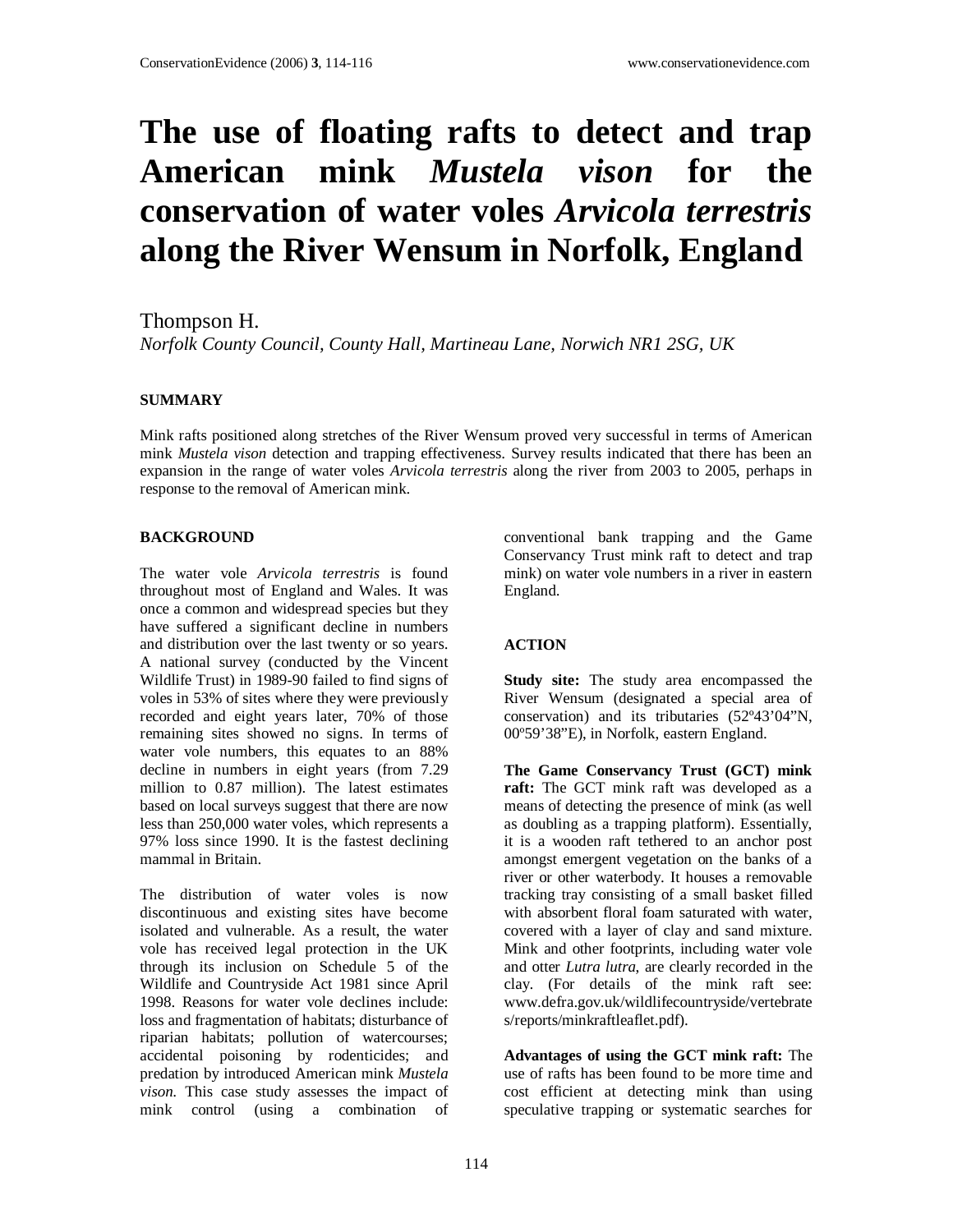# The use of floating rafts to detect and trap American mink *Mustela vison* for the conservation of water voles *Arvicola terrestris* along the River Wensum in Norfolk, England

Thompson H.

*Norfolk County Council, County Hall, Martineau Lane, Norwich NR1 2SG, UK*

## SUMMARY

Mink rafts positioned along stretches of the River Wensum proved very successful in terms of American mink *Mustela vison* detection and trapping effectiveness. Survey results indicated that there has been an expansion in the range of water voles *Arvicola terrestris* along the river from 2003 to 2005, perhaps in response to the removal of American mink.

## BACKGROUND

The water vole *Arvicola terrestris* is found throughout most of England and Wales. It was once a common and widespread species but they have suffered a significant decline in numbers and distribution over the last twenty or so years. A national survey (conducted by the Vincent Wildlife Trust) in 1989-90 failed to find signs of voles in 53% of sites where they were previously recorded and eight years later, 70% of those remaining sites showed no signs. In terms of water vole numbers, this equates to an 88% decline in numbers in eight years (from 7.29 million to 0.87 million). The latest estimates based on local surveys suggest that there are now less than 250,000 water voles, which represents a 97% loss since 1990. It is the fastest declining mammal in Britain.

The distribution of water voles is now discontinuous and existing sites have become isolated and vulnerable. As a result, the water vole has received legal protection in the UK through its inclusion on Schedule 5 of the Wildlife and Countryside Act 1981 since April 1998. Reasons for water vole declines include: loss and fragmentation of habitats; disturbance of riparian habitats; pollution of watercourses; accidental poisoning by rodenticides; and predation by introduced American mink *Mustela vison*. This case study assesses the impact of mink control (using a combination of conventional bank trapping and the Game Conservancy Trust mink raft to detect and trap mink) on water vole numbers in a river in eastern England.

## ACTION

**Study site:** The study area encompassed the River Wensum (designated a special area of conservation) and its tributaries (52º43'04"N, 00º59'38"E), in Norfolk, eastern England.

**The Game Conservancy Trust (GCT) mink raft:** The GCT mink raft was developed as a means of detecting the presence of mink (as well as doubling as a trapping platform). Essentially, it is a wooden raft tethered to an anchor post amongst emergent vegetation on the banks of a river or other waterbody. It houses a removable tracking tray consisting of a small basket filled with absorbent floral foam saturated with water, covered with a layer of clay and sand mixture. Mink and other footprints, including water vole and otter *Lutra lutra*, are clearly recorded in the clay. (For details of the mink raft see: www.defra.gov.uk/wildlifecountryside/vertebrates/reports/minkraftleaflet.pdf).

**Advantages of using the GCT mink raft:** The use of rafts has been found to be more time and cost efficient at detecting mink than using speculative trapping or systematic searches for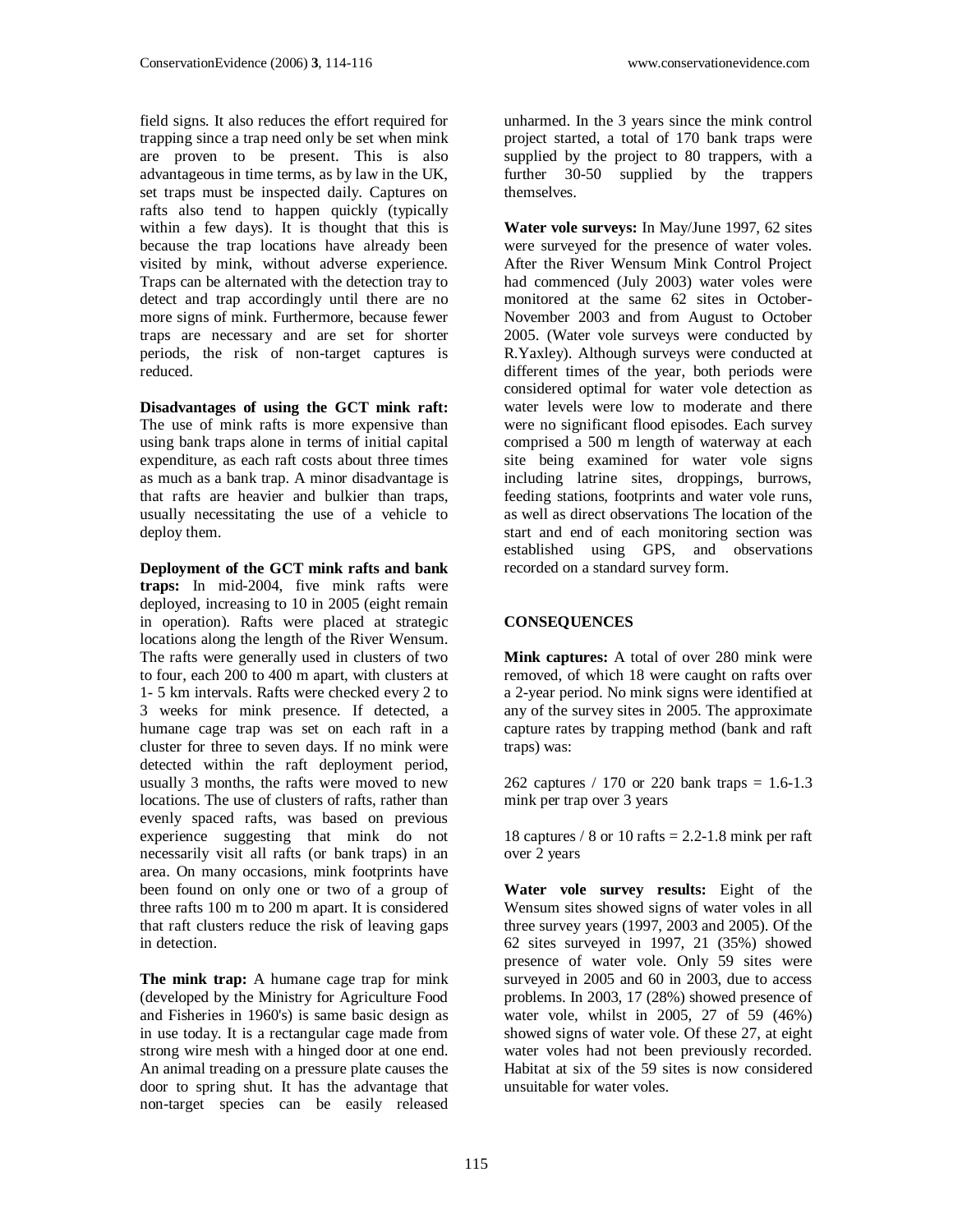field signs. It also reduces the effort required for trapping since a trap need only be set when mink are proven to be present. This is also advantageous in time terms, as by law in the UK, set traps must be inspected daily. Captures on rafts also tend to happen quickly (typically within a few days). It is thought that this is because the trap locations have already been visited by mink, without adverse experience. Traps can be alternated with the detection tray to detect and trap accordingly until there are no more signs of mink. Furthermore, because fewer traps are necessary and are set for shorter periods, the risk of non-target captures is reduced.

**Disadvantages of using the GCT mink raft:** The use of mink rafts is more expensive than using bank traps alone in terms of initial capital expenditure, as each raft costs about three times as much as a bank trap. A minor disadvantage is that rafts are heavier and bulkier than traps, usually necessitating the use of a vehicle to deploy them.

**Deployment of the GCT mink rafts and bank traps:** In mid-2004, five mink rafts were deployed, increasing to 10 in 2005 (eight remain in operation). Rafts were placed at strategic locations along the length of the River Wensum. The rafts were generally used in clusters of two to four, each 200 to 400 m apart, with clusters at 1- 5 km intervals. Rafts were checked every 2 to 3 weeks for mink presence. If detected, a humane cage trap was set on each raft in a cluster for three to seven days. If no mink were detected within the raft deployment period, usually 3 months, the rafts were moved to new locations. The use of clusters of rafts, rather than evenly spaced rafts, was based on previous experience suggesting that mink do not necessarily visit all rafts (or bank traps) in an area. On many occasions, mink footprints have been found on only one or two of a group of three rafts 100 m to 200 m apart. It is considered that raft clusters reduce the risk of leaving gaps in detection.

**The mink trap:** A humane cage trap for mink (developed by the Ministry for Agriculture Food and Fisheries in 1960's) is same basic design as in use today. It is a rectangular cage made from strong wire mesh with a hinged door at one end. An animal treading on a pressure plate causes the door to spring shut. It has the advantage that non-target species can be easily released unharmed. In the 3 years since the mink control project started, a total of 170 bank traps were supplied by the project to 80 trappers, with a further 30-50 supplied by the trappers themselves.

**Water vole surveys:** In May/June 1997, 62 sites were surveyed for the presence of water voles. After the River Wensum Mink Control Project had commenced (July 2003) water voles were monitored at the same 62 sites in October-November 2003 and from August to October 2005. (Water vole surveys were conducted by R.Yaxley). Although surveys were conducted at different times of the year, both periods were considered optimal for water vole detection as water levels were low to moderate and there were no significant flood episodes. Each survey comprised a 500 m length of waterway at each site being examined for water vole signs including latrine sites, droppings, burrows, feeding stations, footprints and water vole runs, as well as direct observations The location of the start and end of each monitoring section was established using GPS, and observations recorded on a standard survey form.

## CONSEQUENCES

**Mink captures:** A total of over 280 mink were removed, of which 18 were caught on rafts over a 2-year period. No mink signs were identified at any of the survey sites in 2005. The approximate capture rates by trapping method (bank and raft traps) was:

262 captures / 170 or 220 bank traps = 1.6-1.3 mink per trap over 3 years

18 captures / 8 or 10 rafts = 2.2-1.8 mink per raft over 2 years

**Water vole survey results:** Eight of the Wensum sites showed signs of water voles in all three survey years (1997, 2003 and 2005). Of the 62 sites surveyed in 1997, 21 (35%) showed presence of water vole. Only 59 sites were surveyed in 2005 and 60 in 2003, due to access problems. In 2003, 17 (28%) showed presence of water vole, whilst in 2005, 27 of 59 (46%) showed signs of water vole. Of these 27, at eight water voles had not been previously recorded. Habitat at six of the 59 sites is now considered unsuitable for water voles.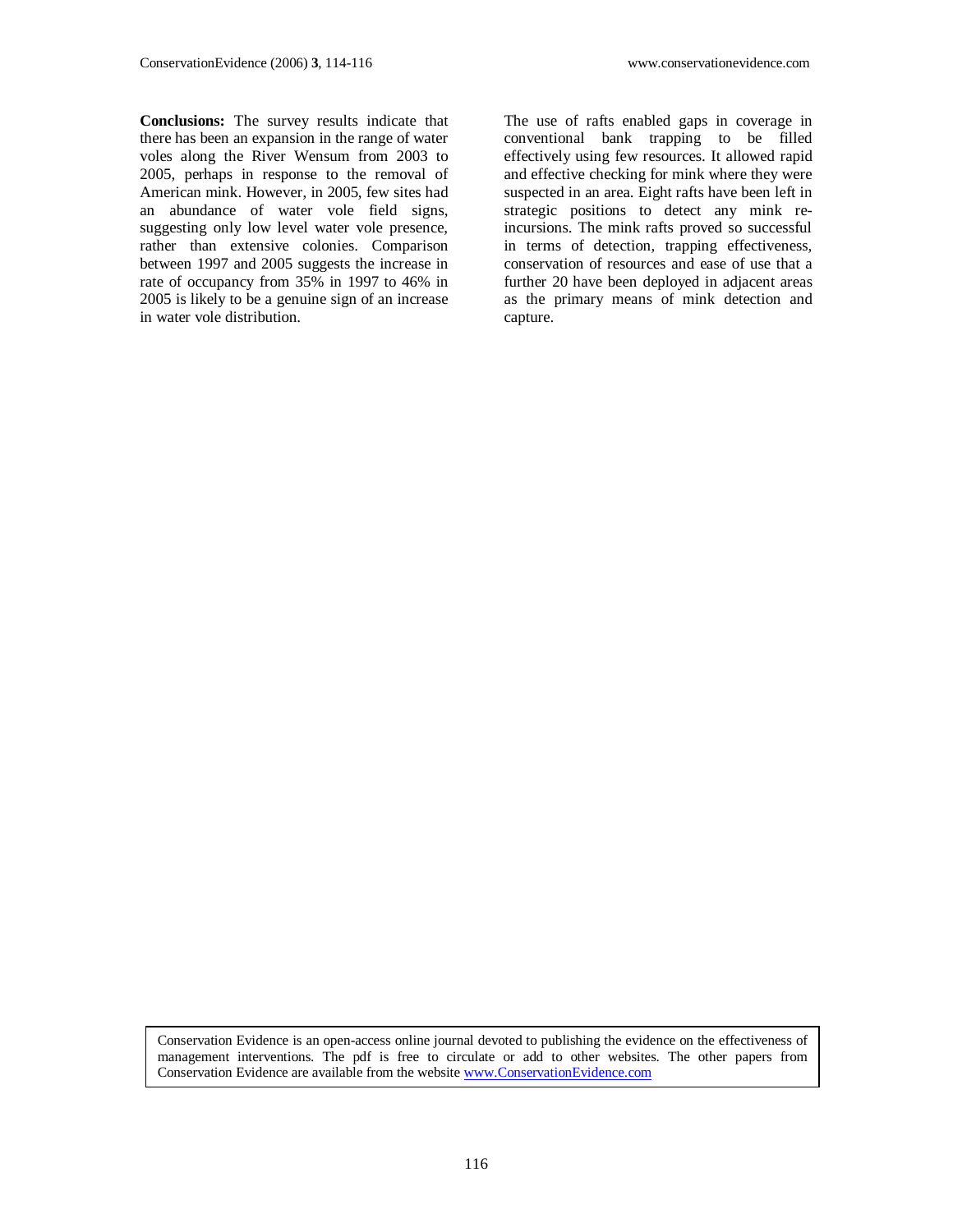**Conclusions:** The survey results indicate that there has been an expansion in the range of water voles along the River Wensum from 2003 to 2005, perhaps in response to the removal of American mink. However, in 2005, few sites had an abundance of water vole field signs, suggesting only low level water vole presence, rather than extensive colonies. Comparison between 1997 and 2005 suggests the increase in rate of occupancy from 35% in 1997 to 46% in 2005 is likely to be a genuine sign of an increase in water vole distribution.

The use of rafts enabled gaps in coverage in conventional bank trapping to be filled effectively using few resources. It allowed rapid and effective checking for mink where they were suspected in an area. Eight rafts have been left in strategic positions to detect any mink re-incursions. The mink rafts proved so successful in terms of detection, trapping effectiveness, conservation of resources and ease of use that a further 20 have been deployed in adjacent areas as the primary means of mink detection and capture.

Conservation Evidence is an open-access online journal devoted to publishing the evidence on the effectiveness of management interventions. The pdf is free to circulate or add to other websites. The other papers from Conservation Evidence are available from the website www.ConservationEvidence.com